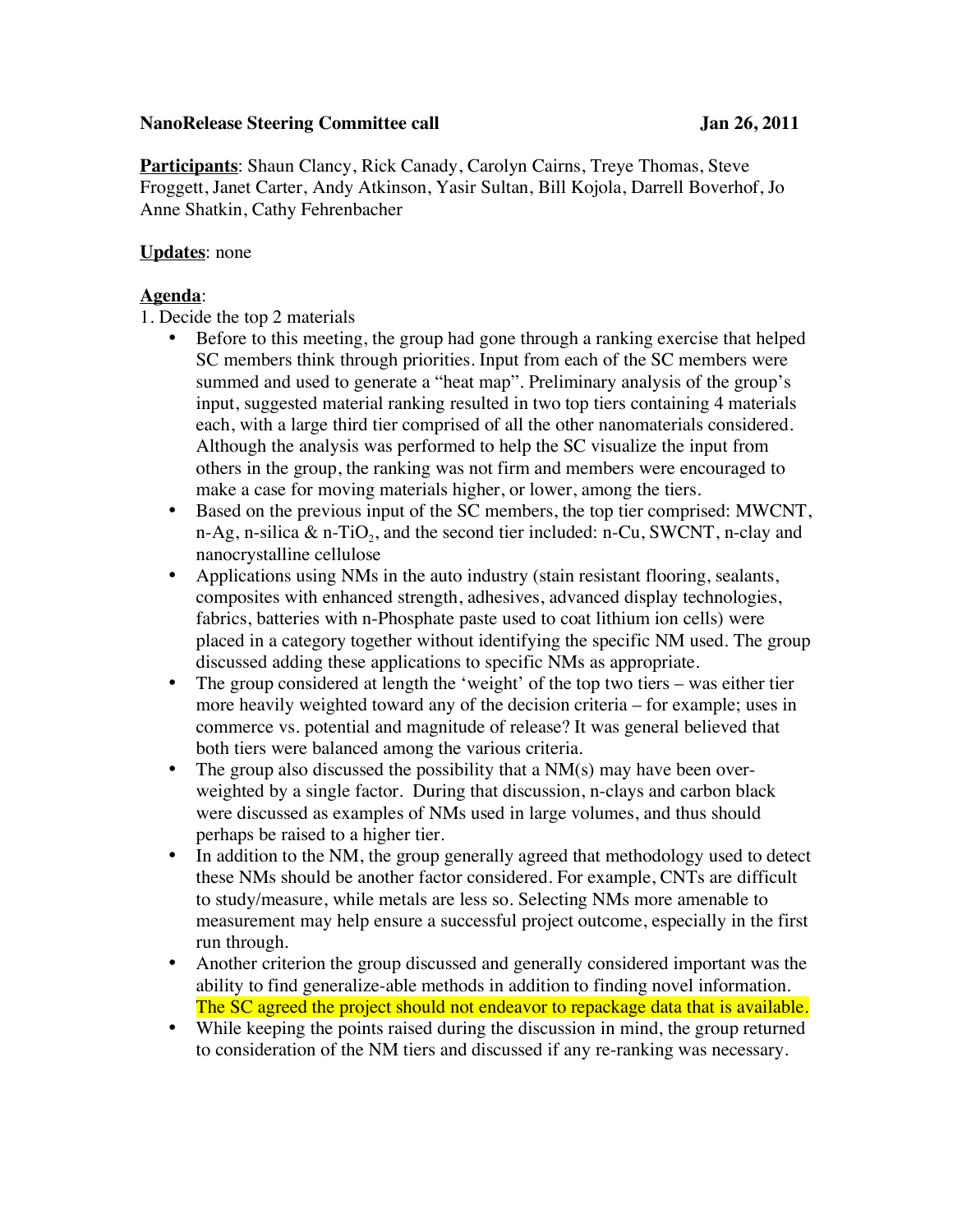**NanoRelease Steering Committee call** **Jan 26, 2011**

**Participants**: Shaun Clancy, Rick Canady, Carolyn Cairns, Treye Thomas, Steve Froggett, Janet Carter, Andy Atkinson, Yasir Sultan, Bill Kojola, Darrell Boverhof, Jo Anne Shatkin, Cathy Fehrenbacher

**Updates**: none

**Agenda**:

1. Decide the top 2 materials
   - Before to this meeting, the group had gone through a ranking exercise that helped SC members think through priorities. Input from each of the SC members were summed and used to generate a "heat map". Preliminary analysis of the group's input, suggested material ranking resulted in two top tiers containing 4 materials each, with a large third tier comprised of all the other nanomaterials considered. Although the analysis was performed to help the SC visualize the input from others in the group, the ranking was not firm and members were encouraged to make a case for moving materials higher, or lower, among the tiers.
   - Based on the previous input of the SC members, the top tier comprised: MWCNT, n-Ag, n-silica & n-$TiO_2$, and the second tier included: n-Cu, SWCNT, n-clay and nanocrystalline cellulose
   - Applications using NMs in the auto industry (stain resistant flooring, sealants, composites with enhanced strength, adhesives, advanced display technologies, fabrics, batteries with n-Phosphate paste used to coat lithium ion cells) were placed in a category together without identifying the specific NM used. The group discussed adding these applications to specific NMs as appropriate.
   - The group considered at length the 'weight' of the top two tiers – was either tier more heavily weighted toward any of the decision criteria – for example; uses in commerce vs. potential and magnitude of release? It was general believed that both tiers were balanced among the various criteria.
   - The group also discussed the possibility that a NM(s) may have been over-weighted by a single factor. During that discussion, n-clays and carbon black were discussed as examples of NMs used in large volumes, and thus should perhaps be raised to a higher tier.
   - In addition to the NM, the group generally agreed that methodology used to detect these NMs should be another factor considered. For example, CNTs are difficult to study/measure, while metals are less so. Selecting NMs more amenable to measurement may help ensure a successful project outcome, especially in the first run through.
   - Another criterion the group discussed and generally considered important was the ability to find generalize-able methods in addition to finding novel information. The SC agreed the project should not endeavor to repackage data that is available.
   - While keeping the points raised during the discussion in mind, the group returned to consideration of the NM tiers and discussed if any re-ranking was necessary.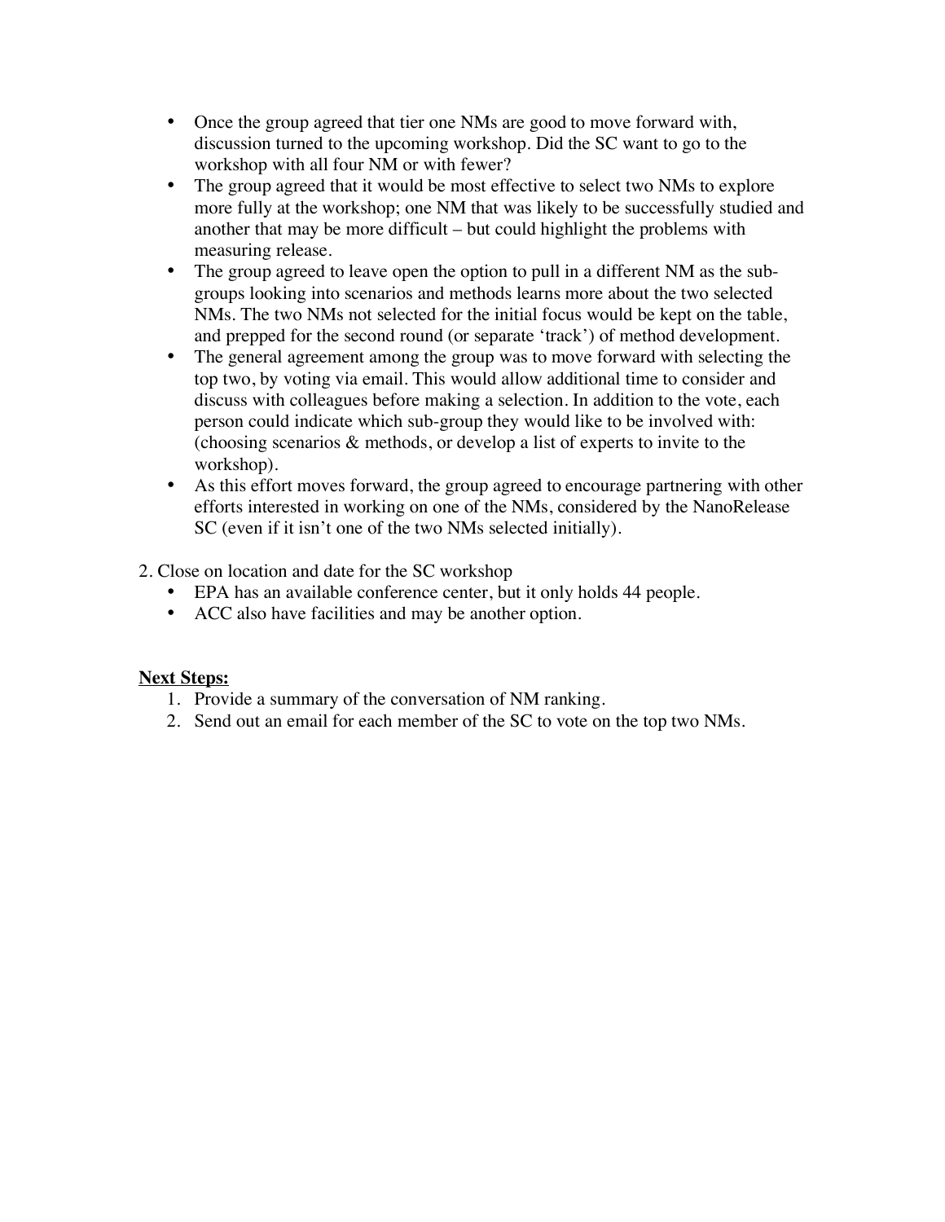- Once the group agreed that tier one NMs are good to move forward with, discussion turned to the upcoming workshop. Did the SC want to go to the workshop with all four NM or with fewer?
- The group agreed that it would be most effective to select two NMs to explore more fully at the workshop; one NM that was likely to be successfully studied and another that may be more difficult – but could highlight the problems with measuring release.
- The group agreed to leave open the option to pull in a different NM as the sub-groups looking into scenarios and methods learns more about the two selected NMs. The two NMs not selected for the initial focus would be kept on the table, and prepped for the second round (or separate 'track') of method development.
- The general agreement among the group was to move forward with selecting the top two, by voting via email. This would allow additional time to consider and discuss with colleagues before making a selection. In addition to the vote, each person could indicate which sub-group they would like to be involved with: (choosing scenarios & methods, or develop a list of experts to invite to the workshop).
- As this effort moves forward, the group agreed to encourage partnering with other efforts interested in working on one of the NMs, considered by the NanoRelease SC (even if it isn't one of the two NMs selected initially).

2. Close on location and date for the SC workshop
- EPA has an available conference center, but it only holds 44 people.
- ACC also have facilities and may be another option.

**Next Steps:**

1. Provide a summary of the conversation of NM ranking.
2. Send out an email for each member of the SC to vote on the top two NMs.